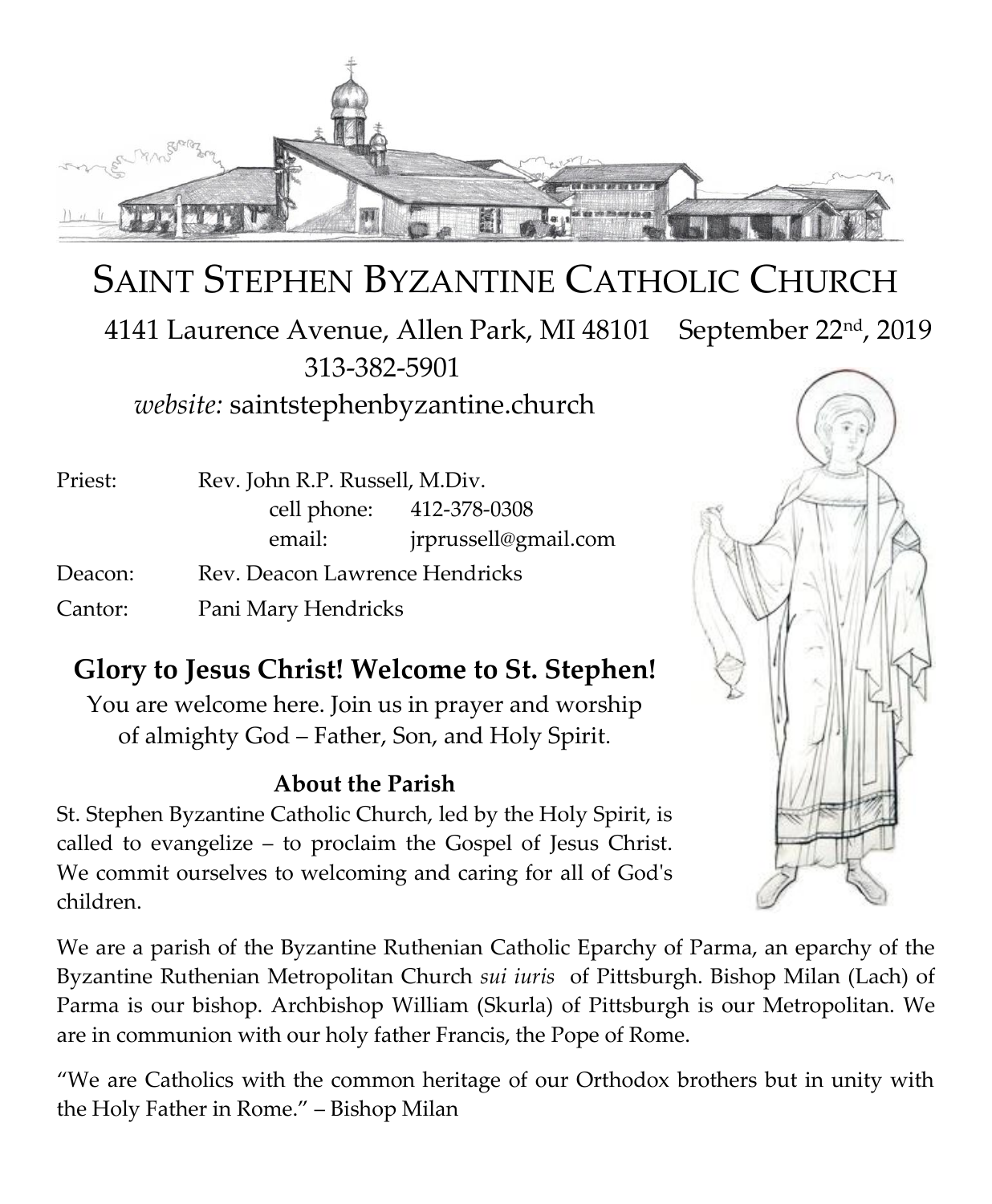# SAINT STEPHEN BYZANTINE CATHOLIC CHURCH

4141 Laurence Avenue, Allen Park, MI 48101 September 22nd, 2019

313-382-5901

*website:* saintstephenbyzantine.church

| | | | |
|---|---|---|---|
| Priest: | Rev. John R.P. Russell, M.Div. | | |
| | | cell phone: | 412-378-0308 |
| | | email: | jrprussell@gmail.com |
| Deacon: | Rev. Deacon Lawrence Hendricks | | |
| Cantor: | Pani Mary Hendricks | | |

## Glory to Jesus Christ! Welcome to St. Stephen!

You are welcome here. Join us in prayer and worship of almighty God – Father, Son, and Holy Spirit.

### About the Parish

St. Stephen Byzantine Catholic Church, led by the Holy Spirit, is called to evangelize – to proclaim the Gospel of Jesus Christ. We commit ourselves to welcoming and caring for all of God's children.

We are a parish of the Byzantine Ruthenian Catholic Eparchy of Parma, an eparchy of the Byzantine Ruthenian Metropolitan Church *sui iuris* of Pittsburgh. Bishop Milan (Lach) of Parma is our bishop. Archbishop William (Skurla) of Pittsburgh is our Metropolitan. We are in communion with our holy father Francis, the Pope of Rome.

"We are Catholics with the common heritage of our Orthodox brothers but in unity with the Holy Father in Rome." – Bishop Milan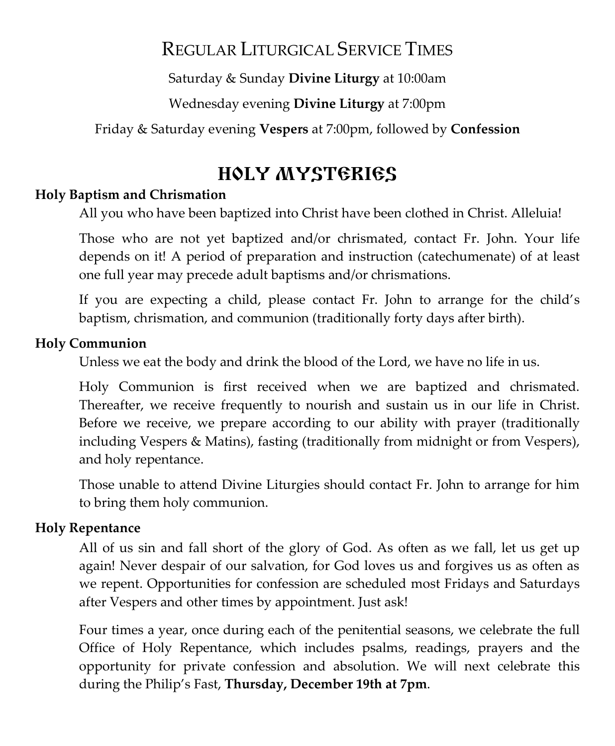# Regular Liturgical Service Times

Saturday & Sunday **Divine Liturgy** at 10:00am

Wednesday evening **Divine Liturgy** at 7:00pm

Friday & Saturday evening **Vespers** at 7:00pm, followed by **Confession**

# Holy Mysteries

### Holy Baptism and Chrismation

All you who have been baptized into Christ have been clothed in Christ. Alleluia!

Those who are not yet baptized and/or chrismated, contact Fr. John. Your life depends on it! A period of preparation and instruction (catechumenate) of at least one full year may precede adult baptisms and/or chrismations.

If you are expecting a child, please contact Fr. John to arrange for the child's baptism, chrismation, and communion (traditionally forty days after birth).

### Holy Communion

Unless we eat the body and drink the blood of the Lord, we have no life in us.

Holy Communion is first received when we are baptized and chrismated. Thereafter, we receive frequently to nourish and sustain us in our life in Christ. Before we receive, we prepare according to our ability with prayer (traditionally including Vespers & Matins), fasting (traditionally from midnight or from Vespers), and holy repentance.

Those unable to attend Divine Liturgies should contact Fr. John to arrange for him to bring them holy communion.

### Holy Repentance

All of us sin and fall short of the glory of God. As often as we fall, let us get up again! Never despair of our salvation, for God loves us and forgives us as often as we repent. Opportunities for confession are scheduled most Fridays and Saturdays after Vespers and other times by appointment. Just ask!

Four times a year, once during each of the penitential seasons, we celebrate the full Office of Holy Repentance, which includes psalms, readings, prayers and the opportunity for private confession and absolution. We will next celebrate this during the Philip's Fast, **Thursday, December 19th at 7pm**.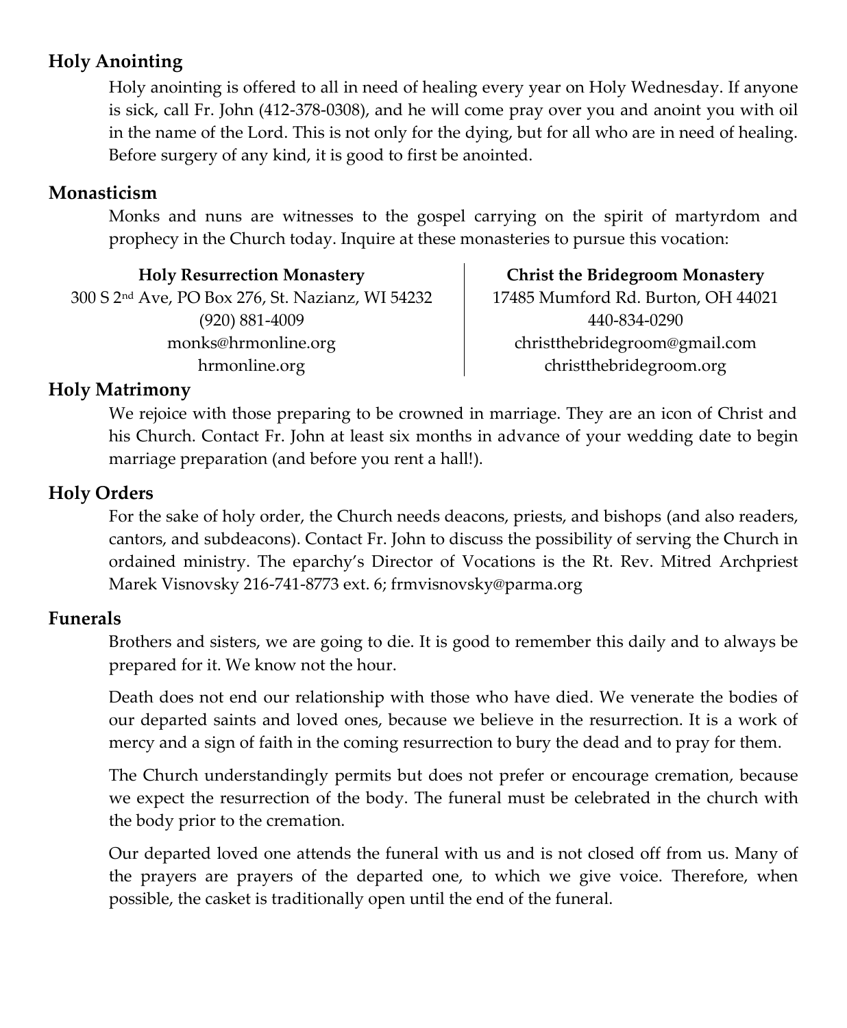## Holy Anointing

Holy anointing is offered to all in need of healing every year on Holy Wednesday. If anyone is sick, call Fr. John (412-378-0308), and he will come pray over you and anoint you with oil in the name of the Lord. This is not only for the dying, but for all who are in need of healing. Before surgery of any kind, it is good to first be anointed.

## Monasticism

Monks and nuns are witnesses to the gospel carrying on the spirit of martyrdom and prophecy in the Church today. Inquire at these monasteries to pursue this vocation:

**Holy Resurrection Monastery**
300 S 2nd Ave, PO Box 276, St. Nazianz, WI 54232
(920) 881-4009
monks@hrmonline.org
hrmonline.org

**Christ the Bridegroom Monastery**
17485 Mumford Rd. Burton, OH 44021
440-834-0290
christthebridegroom@gmail.com
christthebridegroom.org

## Holy Matrimony

We rejoice with those preparing to be crowned in marriage. They are an icon of Christ and his Church. Contact Fr. John at least six months in advance of your wedding date to begin marriage preparation (and before you rent a hall!).

## Holy Orders

For the sake of holy order, the Church needs deacons, priests, and bishops (and also readers, cantors, and subdeacons). Contact Fr. John to discuss the possibility of serving the Church in ordained ministry. The eparchy's Director of Vocations is the Rt. Rev. Mitred Archpriest Marek Visnovsky 216-741-8773 ext. 6; frmvisnovsky@parma.org

## Funerals

Brothers and sisters, we are going to die. It is good to remember this daily and to always be prepared for it. We know not the hour.

Death does not end our relationship with those who have died. We venerate the bodies of our departed saints and loved ones, because we believe in the resurrection. It is a work of mercy and a sign of faith in the coming resurrection to bury the dead and to pray for them.

The Church understandingly permits but does not prefer or encourage cremation, because we expect the resurrection of the body. The funeral must be celebrated in the church with the body prior to the cremation.

Our departed loved one attends the funeral with us and is not closed off from us. Many of the prayers are prayers of the departed one, to which we give voice. Therefore, when possible, the casket is traditionally open until the end of the funeral.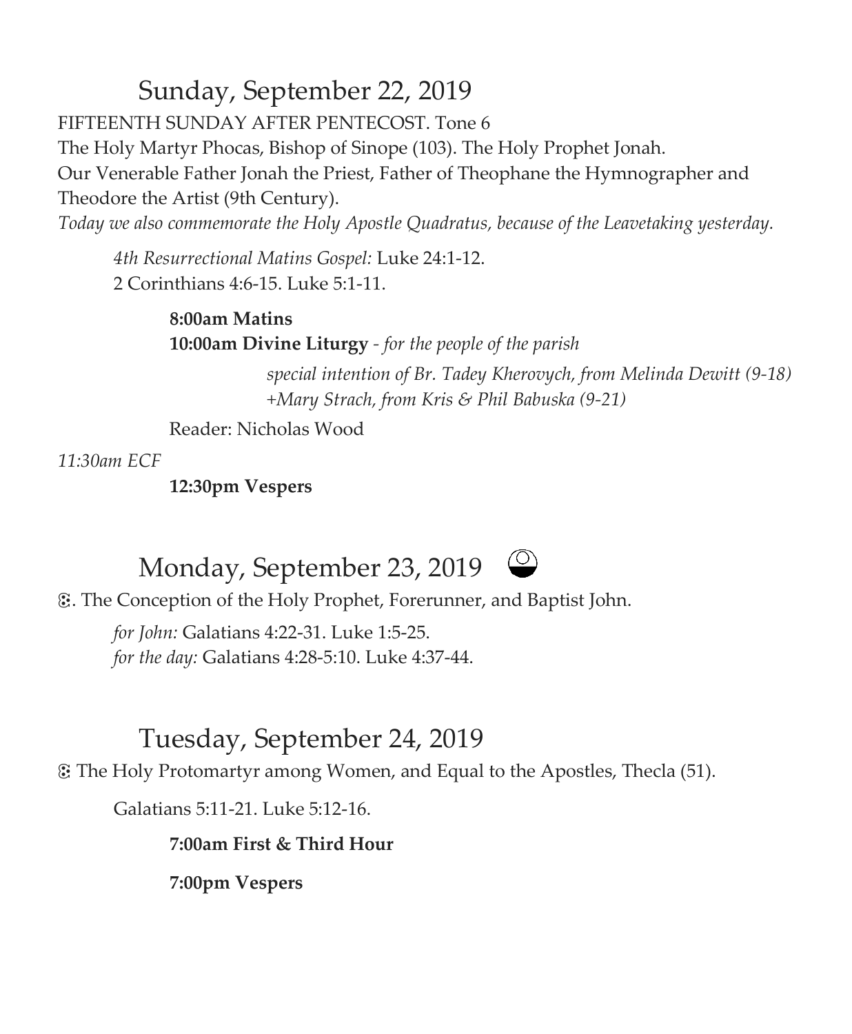## Sunday, September 22, 2019

FIFTEENTH SUNDAY AFTER PENTECOST. Tone 6

The Holy Martyr Phocas, Bishop of Sinope (103). The Holy Prophet Jonah.

Our Venerable Father Jonah the Priest, Father of Theophane the Hymnographer and Theodore the Artist (9th Century).

*Today we also commemorate the Holy Apostle Quadratus, because of the Leavetaking yesterday.*

*4th Resurrectional Matins Gospel:* Luke 24:1-12.
2 Corinthians 4:6-15. Luke 5:1-11.

**8:00am Matins**
**10:00am Divine Liturgy** - *for the people of the parish*

*special intention of Br. Tadey Kherovych, from Melinda Dewitt (9-18)*
*+Mary Strach, from Kris & Phil Babuska (9-21)*

Reader: Nicholas Wood

*11:30am ECF*

**12:30pm Vespers**

## Monday, September 23, 2019

. The Conception of the Holy Prophet, Forerunner, and Baptist John.

*for John:* Galatians 4:22-31. Luke 1:5-25.
*for the day:* Galatians 4:28-5:10. Luke 4:37-44.

## Tuesday, September 24, 2019

The Holy Protomartyr among Women, and Equal to the Apostles, Thecla (51).

Galatians 5:11-21. Luke 5:12-16.

**7:00am First & Third Hour**

**7:00pm Vespers**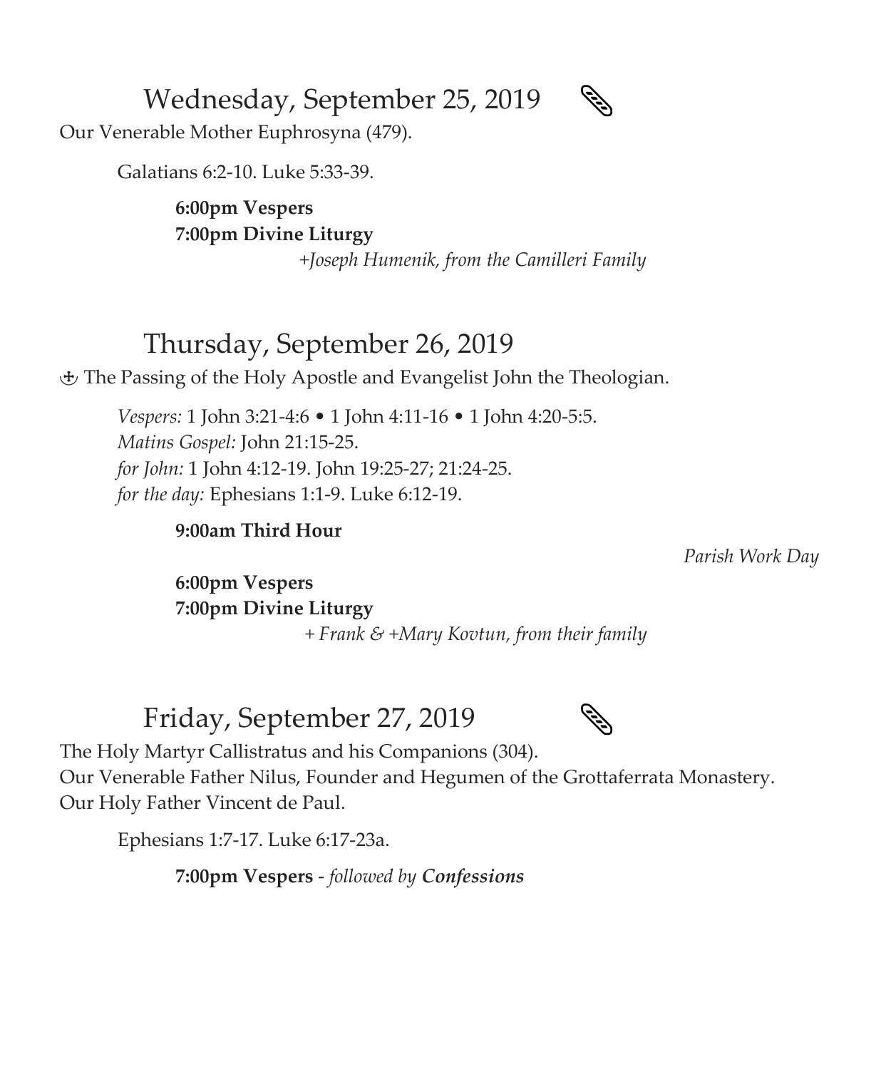## Wednesday, September 25, 2019

Our Venerable Mother Euphrosyna (479).

Galatians 6:2-10. Luke 5:33-39.

**6:00pm Vespers**
**7:00pm Divine Liturgy**
*+Joseph Humenik, from the Camilleri Family*

## Thursday, September 26, 2019

♆ The Passing of the Holy Apostle and Evangelist John the Theologian.

*Vespers:* 1 John 3:21-4:6 • 1 John 4:11-16 • 1 John 4:20-5:5.
*Matins Gospel:* John 21:15-25.
*for John:* 1 John 4:12-19. John 19:25-27; 21:24-25.
*for the day:* Ephesians 1:1-9. Luke 6:12-19.

**9:00am Third Hour**

*Parish Work Day*

**6:00pm Vespers**
**7:00pm Divine Liturgy**
*+ Frank & +Mary Kovtun, from their family*

## Friday, September 27, 2019

The Holy Martyr Callistratus and his Companions (304).
Our Venerable Father Nilus, Founder and Hegumen of the Grottaferrata Monastery.
Our Holy Father Vincent de Paul.

Ephesians 1:7-17. Luke 6:17-23a.

**7:00pm Vespers** - *followed by* ***Confessions***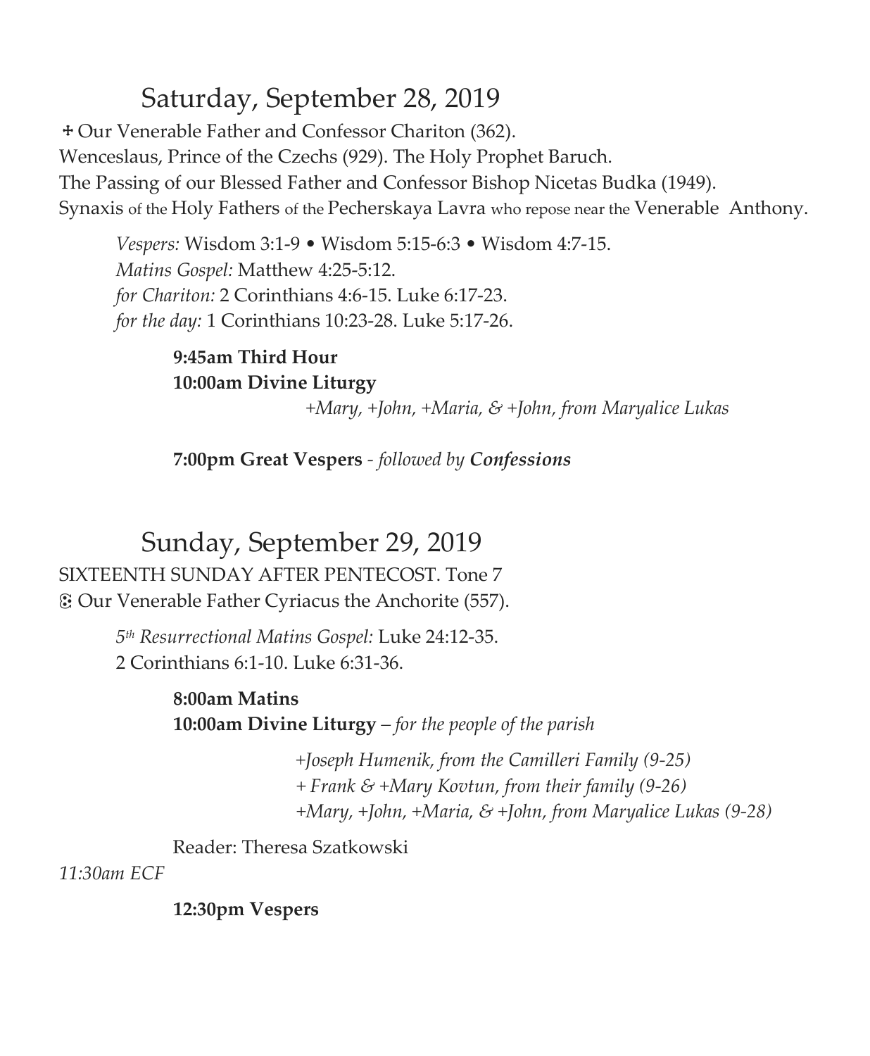## Saturday, September 28, 2019

♱ Our Venerable Father and Confessor Chariton (362).
Wenceslaus, Prince of the Czechs (929). The Holy Prophet Baruch.
The Passing of our Blessed Father and Confessor Bishop Nicetas Budka (1949).
Synaxis of the Holy Fathers of the Pecherskaya Lavra who repose near the Venerable Anthony.

*Vespers:* Wisdom 3:1-9 • Wisdom 5:15-6:3 • Wisdom 4:7-15.
*Matins Gospel:* Matthew 4:25-5:12.
*for Chariton:* 2 Corinthians 4:6-15. Luke 6:17-23.
*for the day:* 1 Corinthians 10:23-28. Luke 5:17-26.

**9:45am Third Hour**
**10:00am Divine Liturgy**
*+Mary, +John, +Maria, & +John, from Maryalice Lukas*

**7:00pm Great Vespers** - *followed by* ***Confessions***

## Sunday, September 29, 2019

SIXTEENTH SUNDAY AFTER PENTECOST. Tone 7
Our Venerable Father Cyriacus the Anchorite (557).

*5th Resurrectional Matins Gospel:* Luke 24:12-35.
2 Corinthians 6:1-10. Luke 6:31-36.

**8:00am Matins**
**10:00am Divine Liturgy** – *for the people of the parish*

*+Joseph Humenik, from the Camilleri Family (9-25)*
*+ Frank & +Mary Kovtun, from their family (9-26)*
*+Mary, +John, +Maria, & +John, from Maryalice Lukas (9-28)*

Reader: Theresa Szatkowski

*11:30am ECF*

**12:30pm Vespers**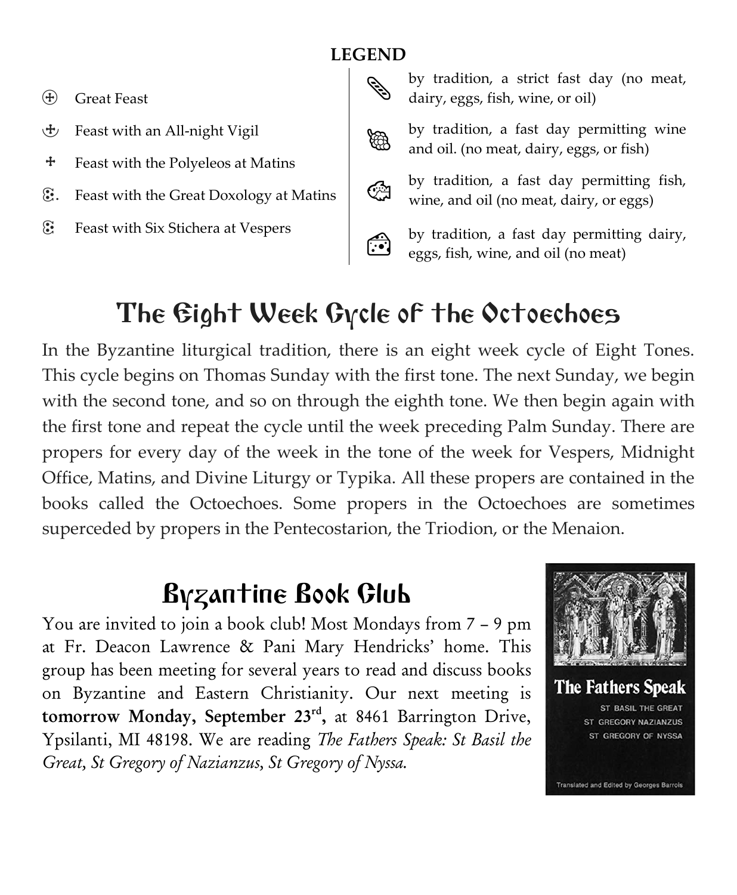**LEGEND**

- ⊕ Great Feast
- Feast with an All-night Vigil
- Feast with the Polyeleos at Matins
- Feast with the Great Doxology at Matins
- Feast with Six Stichera at Vespers

- by tradition, a strict fast day (no meat, dairy, eggs, fish, wine, or oil)
- by tradition, a fast day permitting wine and oil. (no meat, dairy, eggs, or fish)
- by tradition, a fast day permitting fish, wine, and oil (no meat, dairy, or eggs)
- by tradition, a fast day permitting dairy, eggs, fish, wine, and oil (no meat)

# The Eight Week Cycle of the Octoechoes

In the Byzantine liturgical tradition, there is an eight week cycle of Eight Tones. This cycle begins on Thomas Sunday with the first tone. The next Sunday, we begin with the second tone, and so on through the eighth tone. We then begin again with the first tone and repeat the cycle until the week preceding Palm Sunday. There are propers for every day of the week in the tone of the week for Vespers, Midnight Office, Matins, and Divine Liturgy or Typika. All these propers are contained in the books called the Octoechoes. Some propers in the Octoechoes are sometimes superceded by propers in the Pentecostarion, the Triodion, or the Menaion.

# Byzantine Book Club

You are invited to join a book club! Most Mondays from 7 – 9 pm at Fr. Deacon Lawrence & Pani Mary Hendricks' home. This group has been meeting for several years to read and discuss books on Byzantine and Eastern Christianity. Our next meeting is **tomorrow Monday, September 23rd,** at 8461 Barrington Drive, Ypsilanti, MI 48198. We are reading *The Fathers Speak: St Basil the Great, St Gregory of Nazianzus, St Gregory of Nyssa.*

The Fathers Speak
ST BASIL THE GREAT
ST GREGORY NAZIANZUS
ST GREGORY OF NYSSA
Translated and Edited by Georges Barrois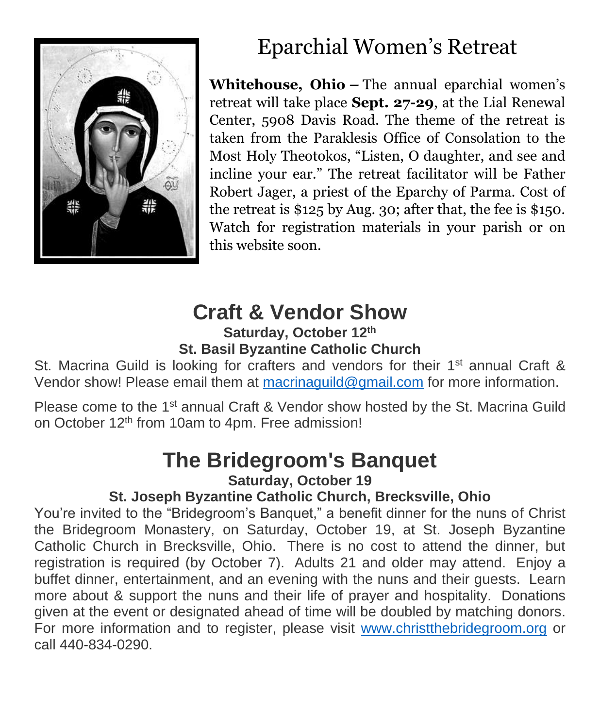# Eparchial Women's Retreat

**Whitehouse, Ohio** – The annual eparchial women's retreat will take place **Sept. 27-29**, at the Lial Renewal Center, 5908 Davis Road. The theme of the retreat is taken from the Paraklesis Office of Consolation to the Most Holy Theotokos, "Listen, O daughter, and see and incline your ear." The retreat facilitator will be Father Robert Jager, a priest of the Eparchy of Parma. Cost of the retreat is $125 by Aug. 30; after that, the fee is $150. Watch for registration materials in your parish or on this website soon.

# Craft & Vendor Show

**Saturday, October 12th**

**St. Basil Byzantine Catholic Church**

St. Macrina Guild is looking for crafters and vendors for their 1st annual Craft & Vendor show! Please email them at macrinaguild@gmail.com for more information.

Please come to the 1st annual Craft & Vendor show hosted by the St. Macrina Guild on October 12th from 10am to 4pm. Free admission!

# The Bridegroom's Banquet

**Saturday, October 19**

**St. Joseph Byzantine Catholic Church, Brecksville, Ohio**

You're invited to the "Bridegroom's Banquet," a benefit dinner for the nuns of Christ the Bridegroom Monastery, on Saturday, October 19, at St. Joseph Byzantine Catholic Church in Brecksville, Ohio. There is no cost to attend the dinner, but registration is required (by October 7). Adults 21 and older may attend. Enjoy a buffet dinner, entertainment, and an evening with the nuns and their guests. Learn more about & support the nuns and their life of prayer and hospitality. Donations given at the event or designated ahead of time will be doubled by matching donors. For more information and to register, please visit www.christthebridegroom.org or call 440-834-0290.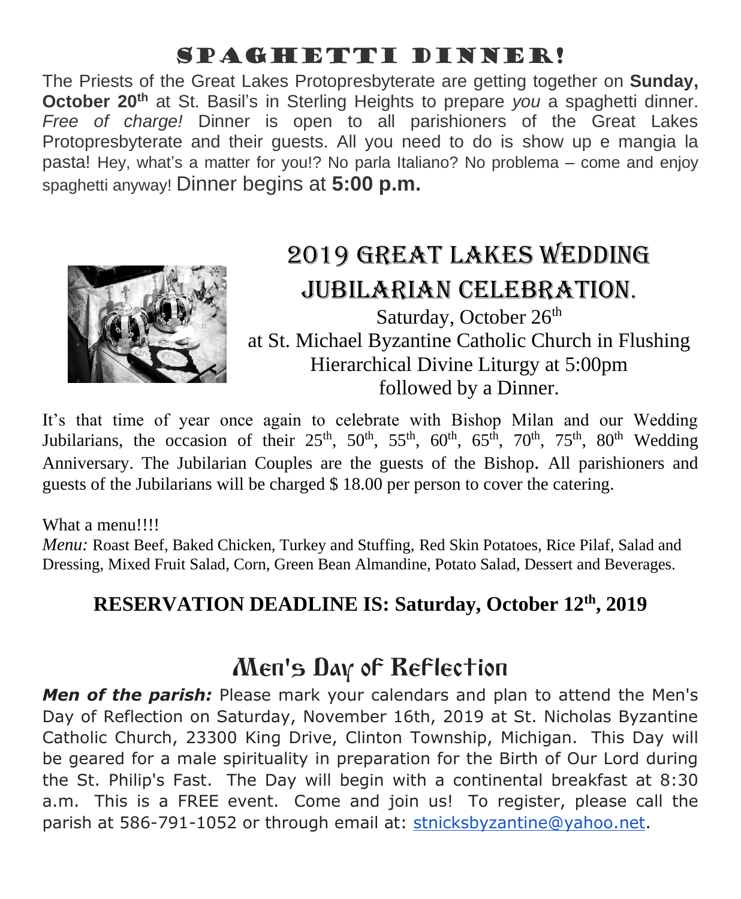# Spaghetti Dinner!

The Priests of the Great Lakes Protopresbyterate are getting together on **Sunday, October 20th** at St. Basil's in Sterling Heights to prepare *you* a spaghetti dinner. *Free of charge!* Dinner is open to all parishioners of the Great Lakes Protopresbyterate and their guests. All you need to do is show up e mangia la pasta! Hey, what's a matter for you!? No parla Italiano? No problema – come and enjoy spaghetti anyway! Dinner begins at **5:00 p.m.**

# 2019 Great Lakes Wedding Jubilarian Celebration.

Saturday, October 26th
at St. Michael Byzantine Catholic Church in Flushing
Hierarchical Divine Liturgy at 5:00pm
followed by a Dinner.

It's that time of year once again to celebrate with Bishop Milan and our Wedding Jubilarians, the occasion of their 25th, 50th, 55th, 60th, 65th, 70th, 75th, 80th Wedding Anniversary. The Jubilarian Couples are the guests of the Bishop. All parishioners and guests of the Jubilarians will be charged $ 18.00 per person to cover the catering.

What a menu!!!!
*Menu:* Roast Beef, Baked Chicken, Turkey and Stuffing, Red Skin Potatoes, Rice Pilaf, Salad and Dressing, Mixed Fruit Salad, Corn, Green Bean Almandine, Potato Salad, Dessert and Beverages.

**RESERVATION DEADLINE IS: Saturday, October 12th, 2019**

# Men's Day of Reflection

***Men of the parish:*** Please mark your calendars and plan to attend the Men's Day of Reflection on Saturday, November 16th, 2019 at St. Nicholas Byzantine Catholic Church, 23300 King Drive, Clinton Township, Michigan. This Day will be geared for a male spirituality in preparation for the Birth of Our Lord during the St. Philip's Fast. The Day will begin with a continental breakfast at 8:30 a.m. This is a FREE event. Come and join us! To register, please call the parish at 586-791-1052 or through email at: stnicksbyzantine@yahoo.net.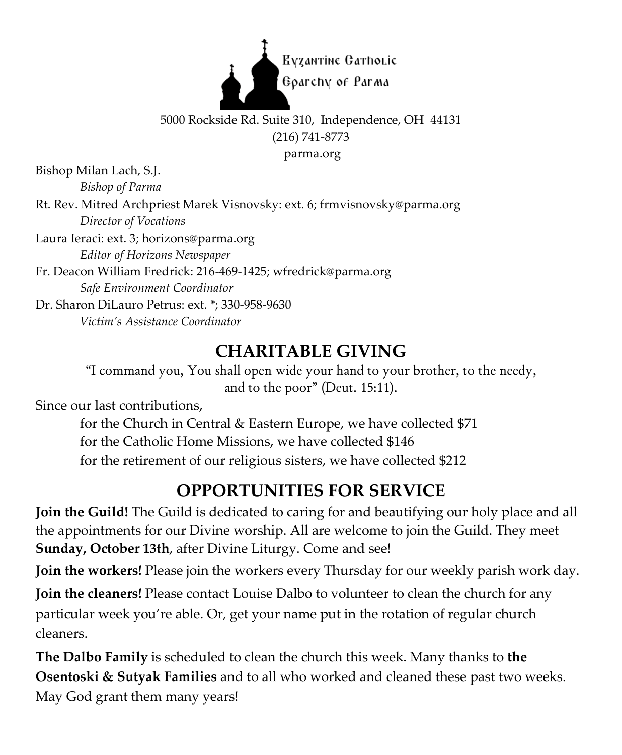Byzantine Catholic
Eparchy of Parma

5000 Rockside Rd. Suite 310, Independence, OH 44131
(216) 741-8773
parma.org

Bishop Milan Lach, S.J.
*Bishop of Parma*

Rt. Rev. Mitred Archpriest Marek Visnovsky: ext. 6; frmvisnovsky@parma.org
*Director of Vocations*

Laura Ieraci: ext. 3; horizons@parma.org
*Editor of Horizons Newspaper*

Fr. Deacon William Fredrick: 216-469-1425; wfredrick@parma.org
*Safe Environment Coordinator*

Dr. Sharon DiLauro Petrus: ext. *; 330-958-9630
*Victim's Assistance Coordinator*

## CHARITABLE GIVING

"I command you, You shall open wide your hand to your brother, to the needy, and to the poor" (Deut. 15:11).

Since our last contributions,

for the Church in Central & Eastern Europe, we have collected $71
for the Catholic Home Missions, we have collected $146
for the retirement of our religious sisters, we have collected $212

## OPPORTUNITIES FOR SERVICE

**Join the Guild!** The Guild is dedicated to caring for and beautifying our holy place and all the appointments for our Divine worship. All are welcome to join the Guild. They meet **Sunday, October 13th**, after Divine Liturgy. Come and see!

**Join the workers!** Please join the workers every Thursday for our weekly parish work day.

**Join the cleaners!** Please contact Louise Dalbo to volunteer to clean the church for any particular week you're able. Or, get your name put in the rotation of regular church cleaners.

**The Dalbo Family** is scheduled to clean the church this week. Many thanks to **the Osentoski & Sutyak Families** and to all who worked and cleaned these past two weeks. May God grant them many years!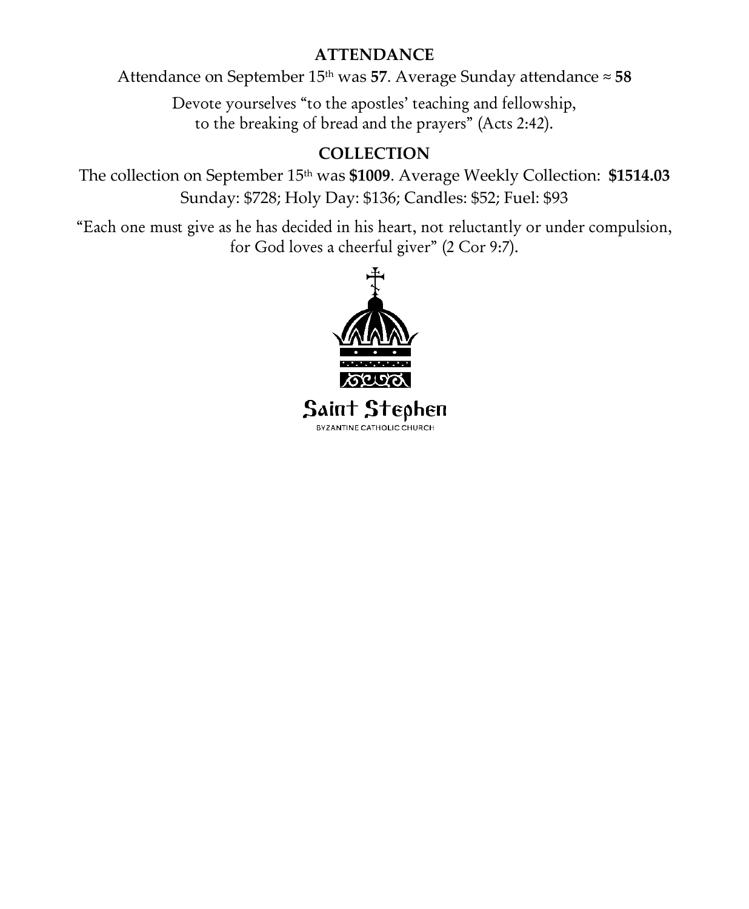## ATTENDANCE

Attendance on September 15th was **57**. Average Sunday attendance ≈ **58**

Devote yourselves "to the apostles' teaching and fellowship,
to the breaking of bread and the prayers" (Acts 2:42).

## COLLECTION

The collection on September 15th was **$1009**. Average Weekly Collection: **$1514.03**
Sunday: $728; Holy Day: $136; Candles: $52; Fuel: $93

"Each one must give as he has decided in his heart, not reluctantly or under compulsion,
for God loves a cheerful giver" (2 Cor 9:7).

Saint Stephen
BYZANTINE CATHOLIC CHURCH